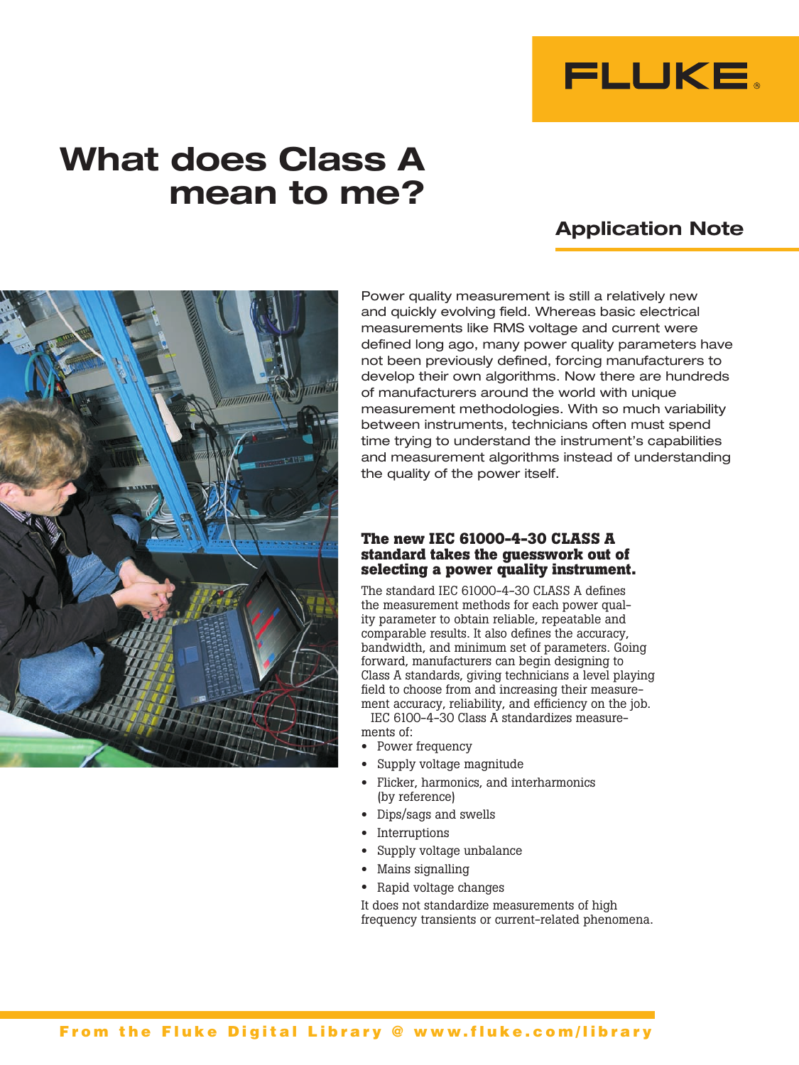# What does Class A mean to me?

## Application Note

Power quality measurement is still a relatively new and quickly evolving field. Whereas basic electrical measurements like RMS voltage and current were defined long ago, many power quality parameters have not been previously defined, forcing manufacturers to develop their own algorithms. Now there are hundreds of manufacturers around the world with unique measurement methodologies. With so much variability between instruments, technicians often must spend time trying to understand the instrument's capabilities and measurement algorithms instead of understanding the quality of the power itself.

### The new IEC 61000-4-30 CLASS A standard takes the guesswork out of selecting a power quality instrument.

The standard IEC 61000-4-30 CLASS A defines the measurement methods for each power quality parameter to obtain reliable, repeatable and comparable results. It also defines the accuracy, bandwidth, and minimum set of parameters. Going forward, manufacturers can begin designing to Class A standards, giving technicians a level playing field to choose from and increasing their measurement accuracy, reliability, and efficiency on the job.

IEC 6100-4-30 Class A standardizes measurements of:

- Power frequency
- Supply voltage magnitude
- Flicker, harmonics, and interharmonics (by reference)
- Dips/sags and swells
- Interruptions
- Supply voltage unbalance
- Mains signalling
- Rapid voltage changes

It does not standardize measurements of high frequency transients or current-related phenomena.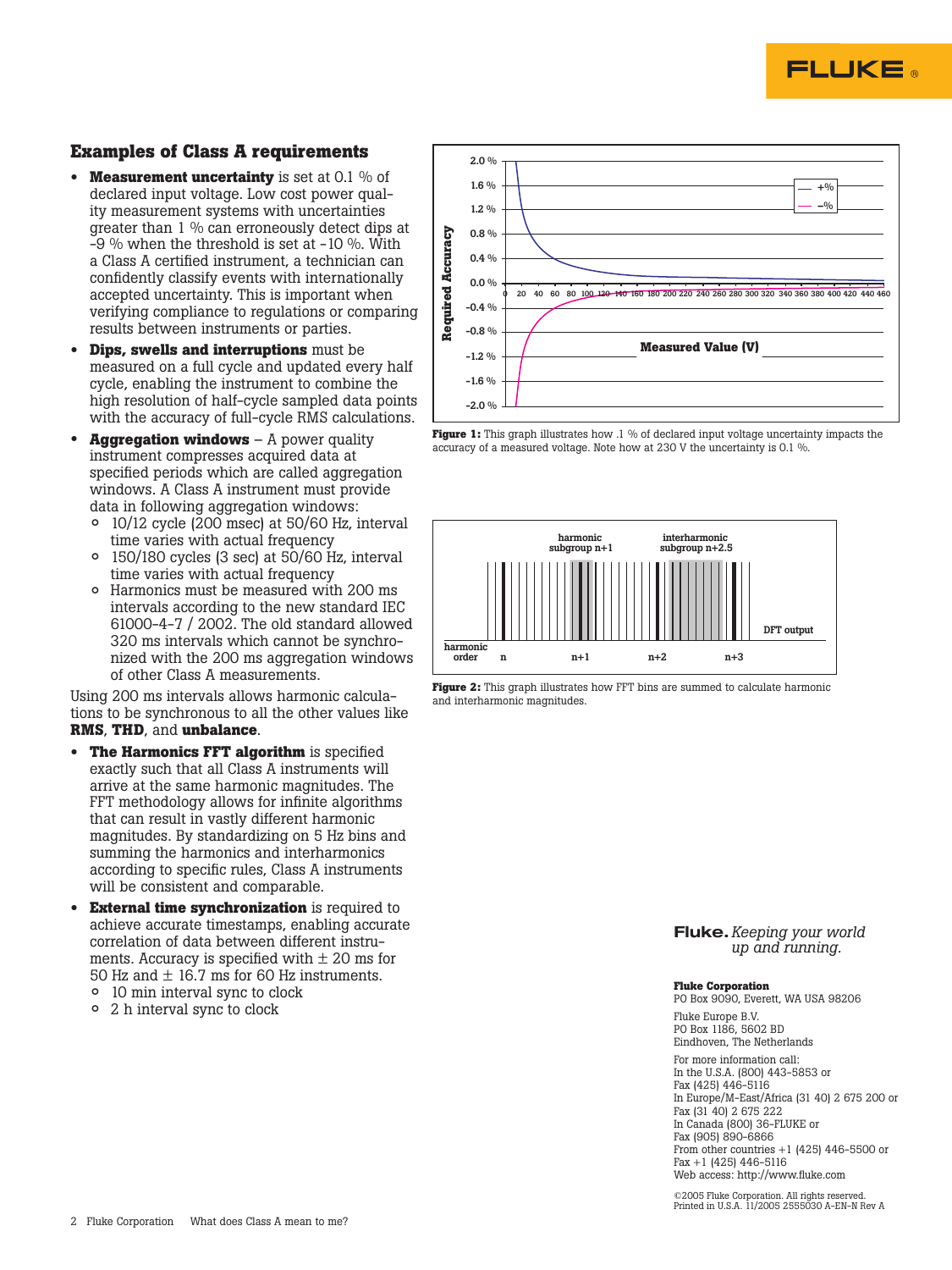## Examples of Class A requirements

- **Measurement uncertainty** is set at 0.1 % of declared input voltage. Low cost power quality measurement systems with uncertainties greater than 1 % can erroneously detect dips at -9 % when the threshold is set at -10 %. With a Class A certified instrument, a technician can confidently classify events with internationally accepted uncertainty. This is important when verifying compliance to regulations or comparing results between instruments or parties.
- **Dips, swells and interruptions** must be measured on a full cycle and updated every half cycle, enabling the instrument to combine the high resolution of half-cycle sampled data points with the accuracy of full-cycle RMS calculations.
- **Aggregation windows** – A power quality instrument compresses acquired data at specified periods which are called aggregation windows. A Class A instrument must provide data in following aggregation windows:
  - 10/12 cycle (200 msec) at 50/60 Hz, interval time varies with actual frequency
  - 150/180 cycles (3 sec) at 50/60 Hz, interval time varies with actual frequency
  - Harmonics must be measured with 200 ms intervals according to the new standard IEC 61000-4-7 / 2002. The old standard allowed 320 ms intervals which cannot be synchronized with the 200 ms aggregation windows of other Class A measurements.

Using 200 ms intervals allows harmonic calculations to be synchronous to all the other values like **RMS**, **THD**, and **unbalance**.

- **The Harmonics FFT algorithm** is specified exactly such that all Class A instruments will arrive at the same harmonic magnitudes. The FFT methodology allows for infinite algorithms that can result in vastly different harmonic magnitudes. By standardizing on 5 Hz bins and summing the harmonics and interharmonics according to specific rules, Class A instruments will be consistent and comparable.
- **External time synchronization** is required to achieve accurate timestamps, enabling accurate correlation of data between different instruments. Accuracy is specified with ± 20 ms for 50 Hz and ± 16.7 ms for 60 Hz instruments.
  - 10 min interval sync to clock
  - 2 h interval sync to clock

Required Accuracy
2.0 %
1.6 %
1.2 %
0.8 %
0.4 %
0.0 %
-0.4 %
-0.8 %
-1.2 %
-1.6 %
-2.0 %
0 20 40 60 80 100 120 140 160 180 200 220 240 260 280 300 320 340 360 380 400 420 440 460
Measured Value (V)
+%
–%

**Figure 1:** This graph illustrates how .1 % of declared input voltage uncertainty impacts the accuracy of a measured voltage. Note how at 230 V the uncertainty is 0.1 %.

harmonic subgroup n+1
interharmonic subgroup n+2.5
DFT output
harmonic order
n
n+1
n+2
n+3

**Figure 2:** This graph illustrates how FFT bins are summed to calculate harmonic and interharmonic magnitudes.

**Fluke.** *Keeping your world up and running.*

**Fluke Corporation**
PO Box 9090, Everett, WA USA 98206

Fluke Europe B.V.
PO Box 1186, 5602 BD
Eindhoven, The Netherlands

For more information call:
In the U.S.A. (800) 443-5853 or
Fax (425) 446-5116
In Europe/M-East/Africa (31 40) 2 675 200 or
Fax (31 40) 2 675 222
In Canada (800) 36-FLUKE or
Fax (905) 890-6866
From other countries +1 (425) 446-5500 or
Fax +1 (425) 446-5116
Web access: http://www.fluke.com

©2005 Fluke Corporation. All rights reserved.
Printed in U.S.A. 11/2005 2555030 A-EN-N Rev A